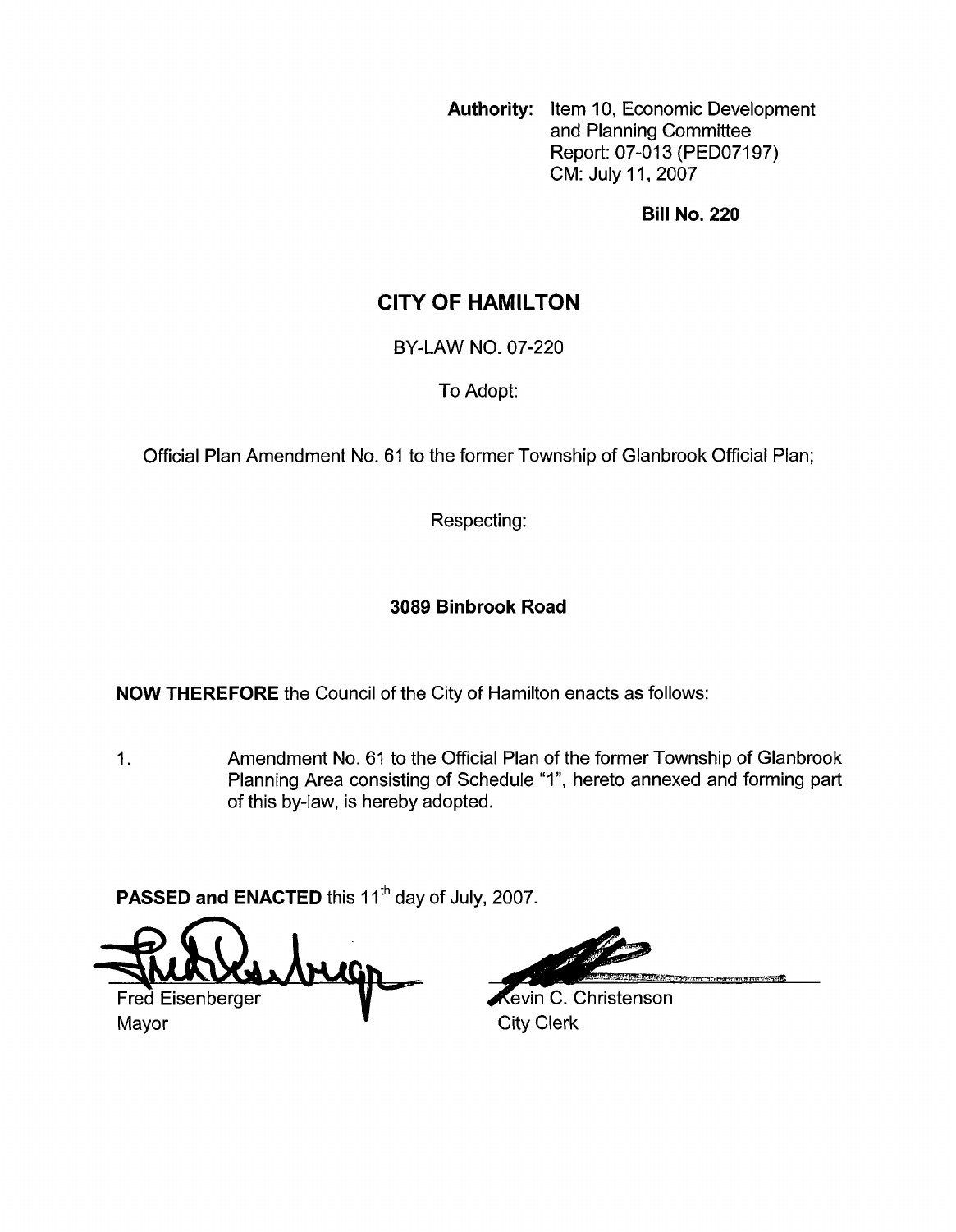**Authority:** Item 10, Economic Development and Planning Committee
Report: 07-013 (PED07197)
CM: July 11, 2007

**Bill No. 220**

# CITY OF HAMILTON

BY-LAW NO. 07-220

To Adopt:

Official Plan Amendment No. 61 to the former Township of Glanbrook Official Plan;

Respecting:

**3089 Binbrook Road**

**NOW THEREFORE** the Council of the City of Hamilton enacts as follows:

1. Amendment No. 61 to the Official Plan of the former Township of Glanbrook Planning Area consisting of Schedule "1", hereto annexed and forming part of this by-law, is hereby adopted.

**PASSED and ENACTED** this 11th day of July, 2007.

Fred Eisenberger
Mayor

Kevin C. Christenson
City Clerk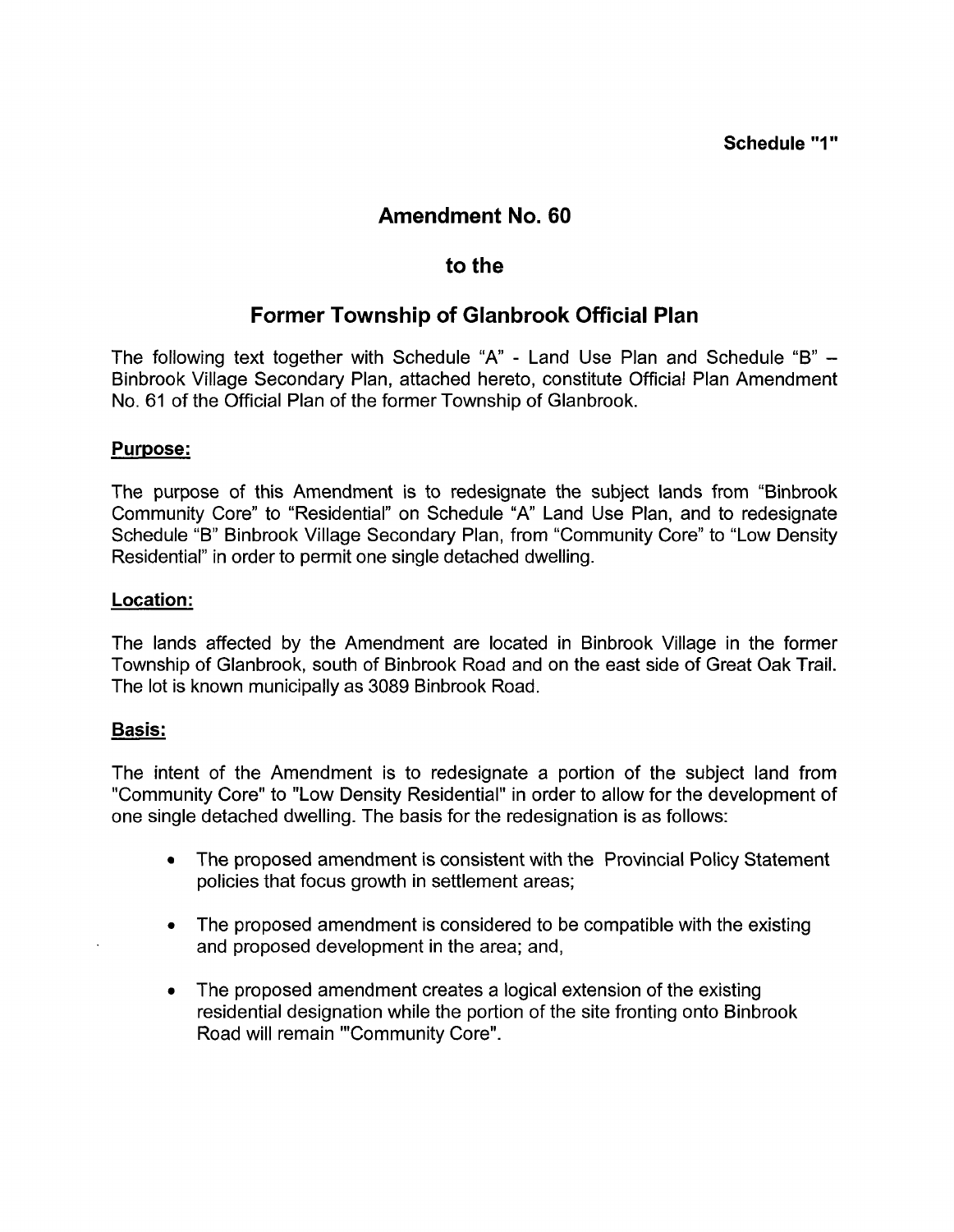**Schedule "1"**

# Amendment No. 60

# to the

# Former Township of Glanbrook Official Plan

The following text together with Schedule "A" - Land Use Plan and Schedule "B" – Binbrook Village Secondary Plan, attached hereto, constitute Official Plan Amendment No. 61 of the Official Plan of the former Township of Glanbrook.

## Purpose:

The purpose of this Amendment is to redesignate the subject lands from "Binbrook Community Core" to "Residential" on Schedule "A" Land Use Plan, and to redesignate Schedule "B" Binbrook Village Secondary Plan, from "Community Core" to "Low Density Residential" in order to permit one single detached dwelling.

## Location:

The lands affected by the Amendment are located in Binbrook Village in the former Township of Glanbrook, south of Binbrook Road and on the east side of Great Oak Trail. The lot is known municipally as 3089 Binbrook Road.

## Basis:

The intent of the Amendment is to redesignate a portion of the subject land from "Community Core" to "Low Density Residential" in order to allow for the development of one single detached dwelling. The basis for the redesignation is as follows:

- The proposed amendment is consistent with the Provincial Policy Statement policies that focus growth in settlement areas;
- The proposed amendment is considered to be compatible with the existing and proposed development in the area; and,
- The proposed amendment creates a logical extension of the existing residential designation while the portion of the site fronting onto Binbrook Road will remain '"Community Core".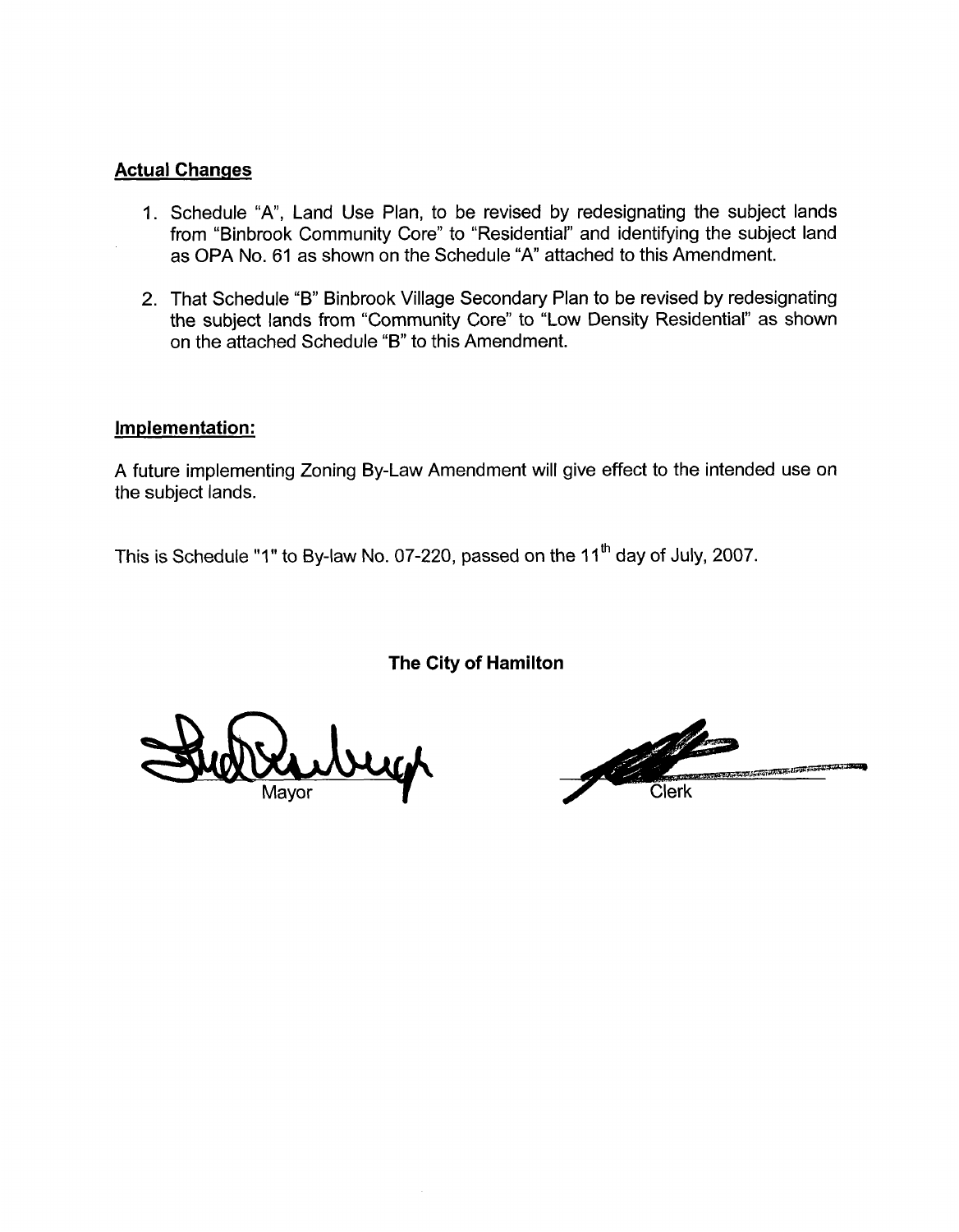**Actual Changes**

1. Schedule "A", Land Use Plan, to be revised by redesignating the subject lands from "Binbrook Community Core" to "Residential" and identifying the subject land as OPA No. 61 as shown on the Schedule "A" attached to this Amendment.

2. That Schedule "B" Binbrook Village Secondary Plan to be revised by redesignating the subject lands from "Community Core" to "Low Density Residential" as shown on the attached Schedule "B" to this Amendment.

**Implementation:**

A future implementing Zoning By-Law Amendment will give effect to the intended use on the subject lands.

This is Schedule "1" to By-law No. 07-220, passed on the 11th day of July, 2007.

**The City of Hamilton**

Mayor

Clerk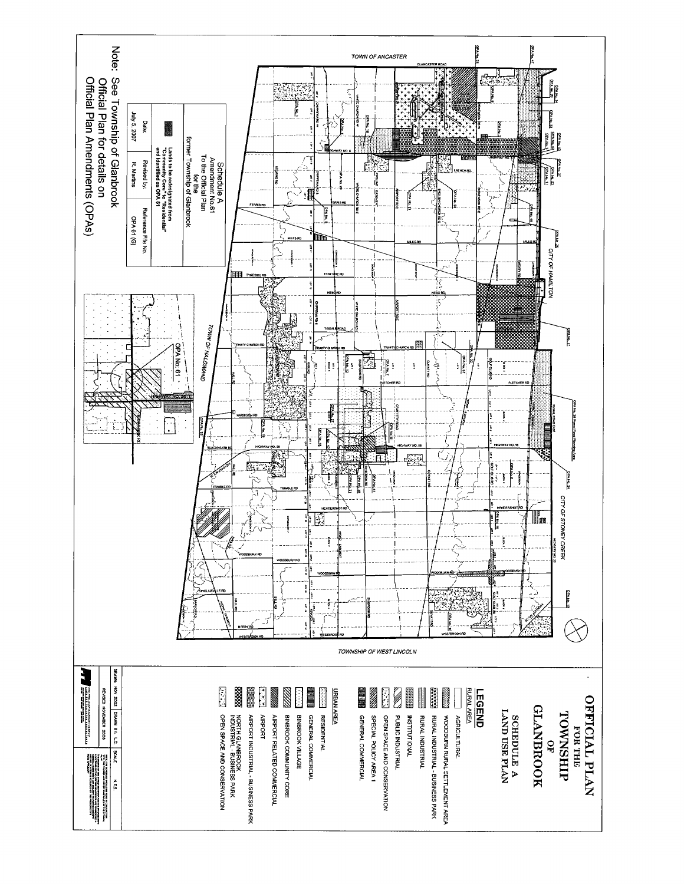# OFFICIAL PLAN FOR THE TOWNSHIP OF GLANBROOK

## SCHEDULE A LAND USE PLAN

### LEGEND

**RURAL AREA**

- AGRICULTURAL
- WOODBURN RURAL SETTLEMENT AREA
- RURAL INDUSTRIAL - BUSINESS PARK
- RURAL INDUSTRIAL
- INSTITUTIONAL
- PUBLIC INDUSTRIAL
- OPEN SPACE AND CONSERVATION
- SPECIAL POLICY AREA 1
- GENERAL COMMERCIAL

**URBAN AREA**

- RESIDENTIAL
- GENERAL COMMERCIAL
- BINBROOK VILLAGE
- BINBROOK COMMUNITY CORE
- AIRPORT RELATED COMMERCIAL
- AIRPORT
- AIRPORT INDUSTRIAL - BUSINESS PARK
- NORTH GLANBROOK INDUSTRIAL - BUSINESS PARK
- OPEN SPACE AND CONSERVATION

| DRAWN: NOV 2002 | DRAWN BY: LC | SCALE: N.T.S. |
|---|---|---|
| REVISED NOVEMBER 2005 | | |

Schedule A
Amendment No.61
To the Official Plan
for the
former Township of Glanbrook

Lands to be redesignated from "Community Core" to "Residential" and identified as OPA 61

| Date: | Revised by: | Reference File No. |
|---|---|---|
| July 5, 2007 | R. Martins | OPA 61 (G) |

OPA No. 61

Note: See Township of Glanbrook Official Plan for details on Official Plan Amendments (OPAs)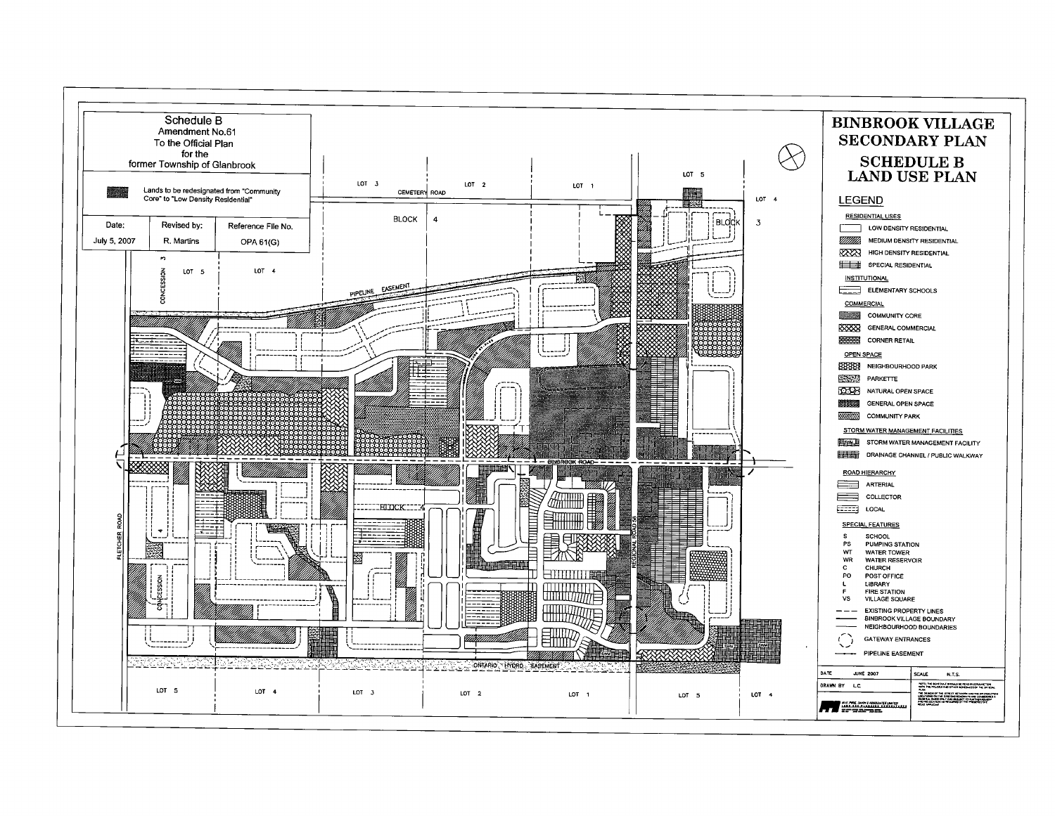Schedule B
Amendment No.61
To the Official Plan
for the
former Township of Glanbrook

Lands to be redesignated from "Community Core" to "Low Density Residential"

| Date: | Revised by: | Reference File No. |
|---|---|---|
| July 5, 2007 | R. Martins | OPA 61(G) |

# BINBROOK VILLAGE SECONDARY PLAN

## SCHEDULE B LAND USE PLAN

### LEGEND

RESIDENTIAL USES
- LOW DENSITY RESIDENTIAL
- MEDIUM DENSITY RESIDENTIAL
- HIGH DENSITY RESIDENTIAL
- SPECIAL RESIDENTIAL

INSTITUTIONAL
- ELEMENTARY SCHOOLS

COMMERCIAL
- COMMUNITY CORE
- GENERAL COMMERCIAL
- CORNER RETAIL

OPEN SPACE
- NEIGHBOURHOOD PARK
- PARKETTE
- NATURAL OPEN SPACE
- GENERAL OPEN SPACE
- COMMUNITY PARK

STORM WATER MANAGEMENT FACILITIES
- STORM WATER MANAGEMENT FACILITY
- DRAINAGE CHANNEL / PUBLIC WALKWAY

ROAD HIERARCHY
- ARTERIAL
- COLLECTOR
- LOCAL

SPECIAL FEATURES
- S SCHOOL
- PS PUMPING STATION
- WT WATER TOWER
- WR WATER RESERVOIR
- C CHURCH
- PO POST OFFICE
- L LIBRARY
- F FIRE STATION
- VS VILLAGE SQUARE

- EXISTING PROPERTY LINES
- BINBROOK VILLAGE BOUNDARY
- NEIGHBOURHOOD BOUNDARIES
- GATEWAY ENTRANCES
- PIPELINE EASEMENT

DATE JUNE 2007 SCALE N.T.S.
DRAWN BY L.C.

LOT 3 LOT 2 LOT 1 LOT 5 LOT 4
CEMETERY ROAD
BLOCK 4 BLOCK 3
CONCESSION 3
LOT 5 LOT 4
PIPELINE EASEMENT
BINBROOK ROAD
BLOCK 4
FLETCHER ROAD
CONCESSION 4
REGIONAL ROAD 56
ONTARIO HYDRO EASEMENT
LOT 5 LOT 4 LOT 3 LOT 2 LOT 1 LOT 5 LOT 4